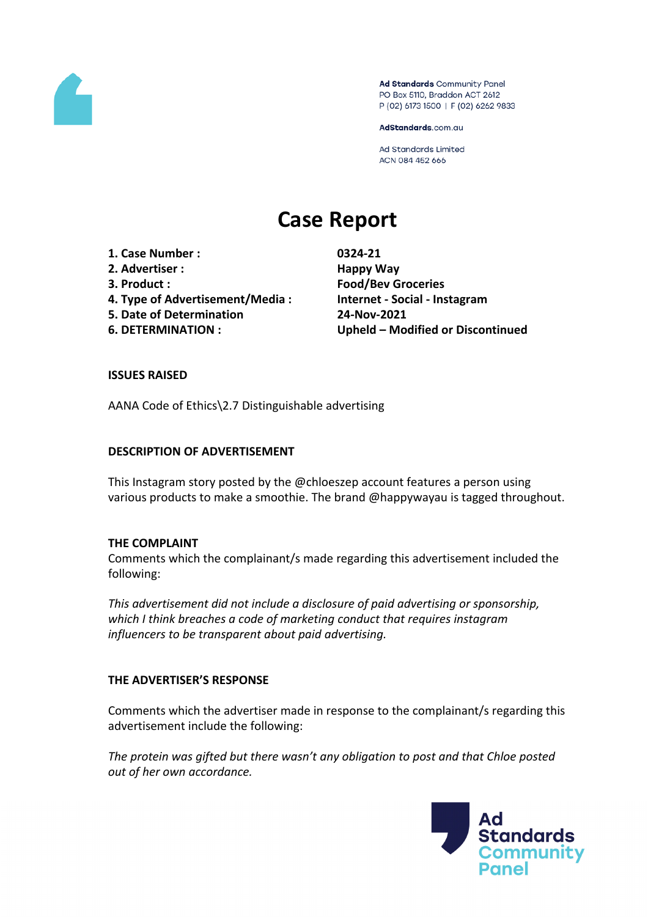Ad Standards Community Panel
PO Box 5110, Braddon ACT 2612
P (02) 6173 1500 | F (02) 6262 9833

AdStandards.com.au

Ad Standards Limited
ACN 084 452 666

# Case Report

| | |
|---|---|
| **1. Case Number :** | **0324-21** |
| **2. Advertiser :** | **Happy Way** |
| **3. Product :** | **Food/Bev Groceries** |
| **4. Type of Advertisement/Media :** | **Internet - Social - Instagram** |
| **5. Date of Determination** | **24-Nov-2021** |
| **6. DETERMINATION :** | **Upheld – Modified or Discontinued** |

**ISSUES RAISED**

AANA Code of Ethics\2.7 Distinguishable advertising

**DESCRIPTION OF ADVERTISEMENT**

This Instagram story posted by the @chloeszep account features a person using various products to make a smoothie. The brand @happywayau is tagged throughout.

**THE COMPLAINT**

Comments which the complainant/s made regarding this advertisement included the following:

*This advertisement did not include a disclosure of paid advertising or sponsorship, which I think breaches a code of marketing conduct that requires instagram influencers to be transparent about paid advertising.*

**THE ADVERTISER'S RESPONSE**

Comments which the advertiser made in response to the complainant/s regarding this advertisement include the following:

*The protein was gifted but there wasn't any obligation to post and that Chloe posted out of her own accordance.*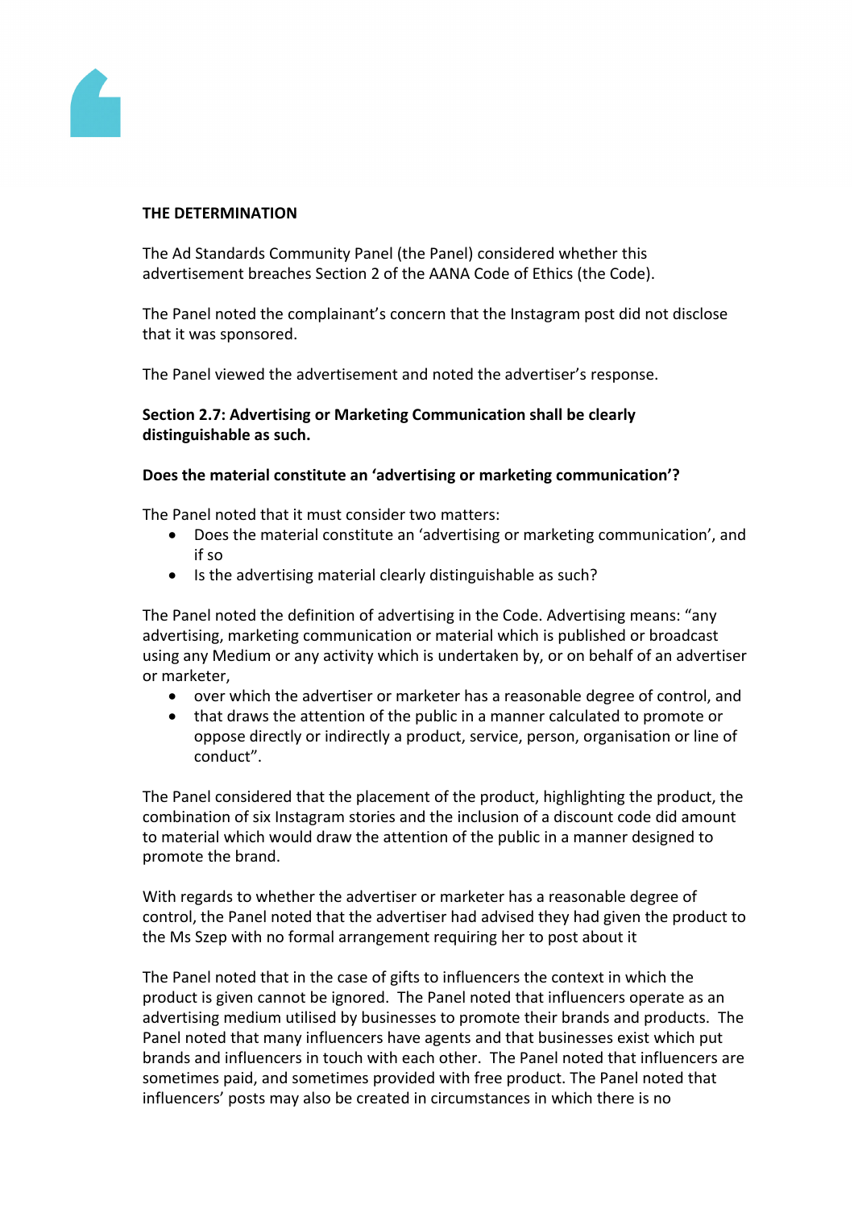**THE DETERMINATION**

The Ad Standards Community Panel (the Panel) considered whether this advertisement breaches Section 2 of the AANA Code of Ethics (the Code).

The Panel noted the complainant's concern that the Instagram post did not disclose that it was sponsored.

The Panel viewed the advertisement and noted the advertiser's response.

**Section 2.7: Advertising or Marketing Communication shall be clearly distinguishable as such.**

**Does the material constitute an 'advertising or marketing communication'?**

The Panel noted that it must consider two matters:

- Does the material constitute an 'advertising or marketing communication', and if so
- Is the advertising material clearly distinguishable as such?

The Panel noted the definition of advertising in the Code. Advertising means: "any advertising, marketing communication or material which is published or broadcast using any Medium or any activity which is undertaken by, or on behalf of an advertiser or marketer,

- over which the advertiser or marketer has a reasonable degree of control, and
- that draws the attention of the public in a manner calculated to promote or oppose directly or indirectly a product, service, person, organisation or line of conduct".

The Panel considered that the placement of the product, highlighting the product, the combination of six Instagram stories and the inclusion of a discount code did amount to material which would draw the attention of the public in a manner designed to promote the brand.

With regards to whether the advertiser or marketer has a reasonable degree of control, the Panel noted that the advertiser had advised they had given the product to the Ms Szep with no formal arrangement requiring her to post about it

The Panel noted that in the case of gifts to influencers the context in which the product is given cannot be ignored. The Panel noted that influencers operate as an advertising medium utilised by businesses to promote their brands and products. The Panel noted that many influencers have agents and that businesses exist which put brands and influencers in touch with each other. The Panel noted that influencers are sometimes paid, and sometimes provided with free product. The Panel noted that influencers' posts may also be created in circumstances in which there is no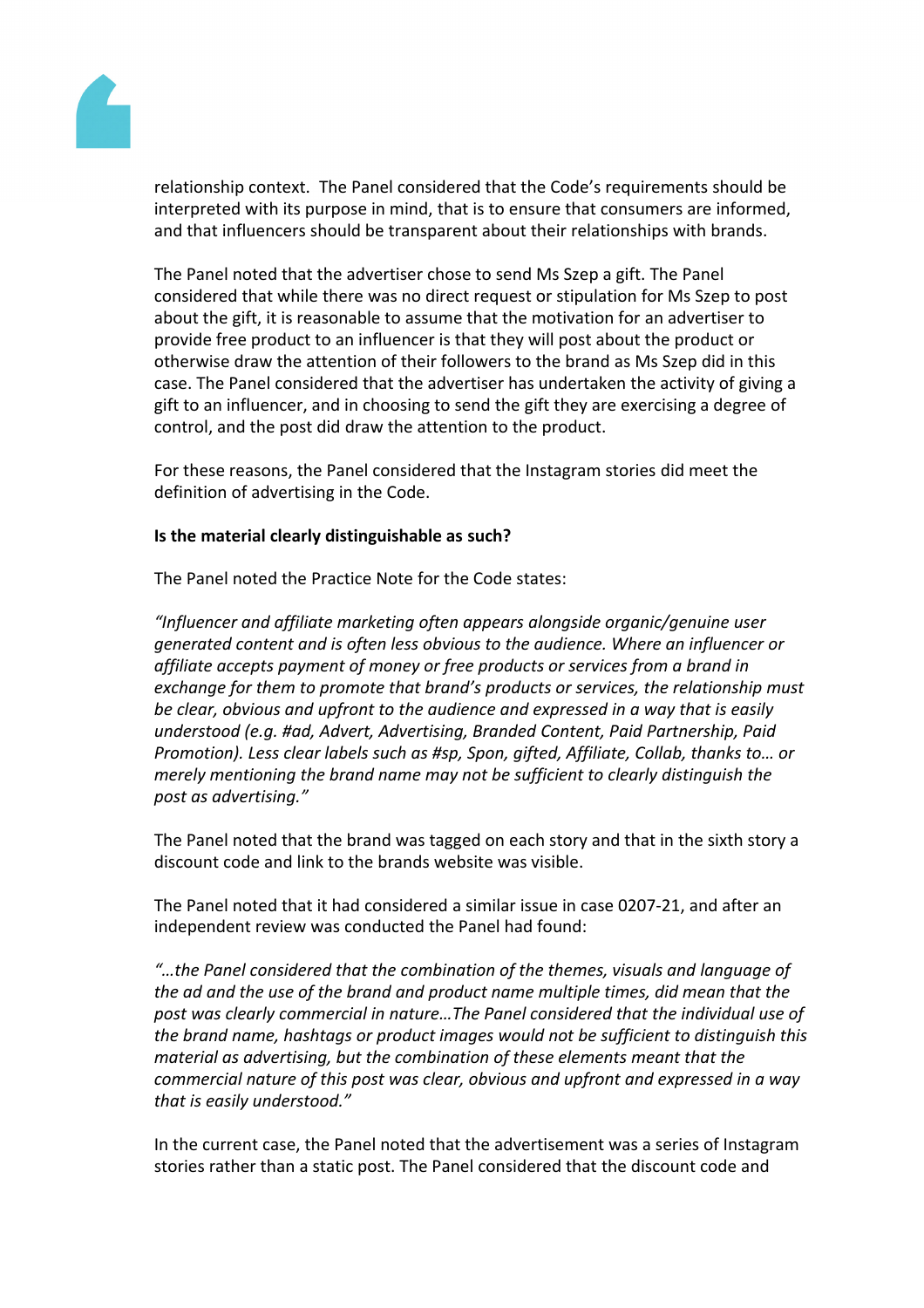relationship context. The Panel considered that the Code's requirements should be interpreted with its purpose in mind, that is to ensure that consumers are informed, and that influencers should be transparent about their relationships with brands.

The Panel noted that the advertiser chose to send Ms Szep a gift. The Panel considered that while there was no direct request or stipulation for Ms Szep to post about the gift, it is reasonable to assume that the motivation for an advertiser to provide free product to an influencer is that they will post about the product or otherwise draw the attention of their followers to the brand as Ms Szep did in this case. The Panel considered that the advertiser has undertaken the activity of giving a gift to an influencer, and in choosing to send the gift they are exercising a degree of control, and the post did draw the attention to the product.

For these reasons, the Panel considered that the Instagram stories did meet the definition of advertising in the Code.

**Is the material clearly distinguishable as such?**

The Panel noted the Practice Note for the Code states:

*"Influencer and affiliate marketing often appears alongside organic/genuine user generated content and is often less obvious to the audience. Where an influencer or affiliate accepts payment of money or free products or services from a brand in exchange for them to promote that brand's products or services, the relationship must be clear, obvious and upfront to the audience and expressed in a way that is easily understood (e.g. #ad, Advert, Advertising, Branded Content, Paid Partnership, Paid Promotion). Less clear labels such as #sp, Spon, gifted, Affiliate, Collab, thanks to… or merely mentioning the brand name may not be sufficient to clearly distinguish the post as advertising."*

The Panel noted that the brand was tagged on each story and that in the sixth story a discount code and link to the brands website was visible.

The Panel noted that it had considered a similar issue in case 0207-21, and after an independent review was conducted the Panel had found:

*"…the Panel considered that the combination of the themes, visuals and language of the ad and the use of the brand and product name multiple times, did mean that the post was clearly commercial in nature…The Panel considered that the individual use of the brand name, hashtags or product images would not be sufficient to distinguish this material as advertising, but the combination of these elements meant that the commercial nature of this post was clear, obvious and upfront and expressed in a way that is easily understood."*

In the current case, the Panel noted that the advertisement was a series of Instagram stories rather than a static post. The Panel considered that the discount code and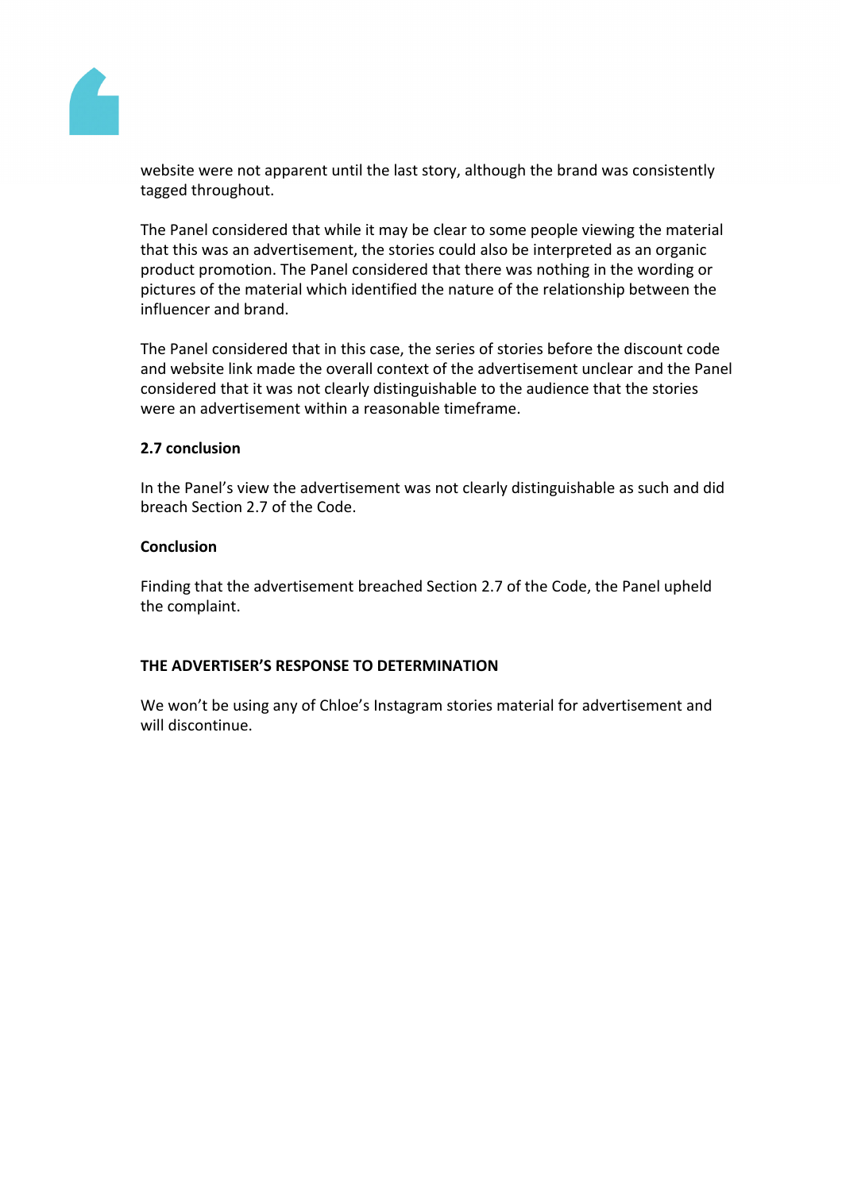website were not apparent until the last story, although the brand was consistently tagged throughout.

The Panel considered that while it may be clear to some people viewing the material that this was an advertisement, the stories could also be interpreted as an organic product promotion. The Panel considered that there was nothing in the wording or pictures of the material which identified the nature of the relationship between the influencer and brand.

The Panel considered that in this case, the series of stories before the discount code and website link made the overall context of the advertisement unclear and the Panel considered that it was not clearly distinguishable to the audience that the stories were an advertisement within a reasonable timeframe.

**2.7 conclusion**

In the Panel's view the advertisement was not clearly distinguishable as such and did breach Section 2.7 of the Code.

**Conclusion**

Finding that the advertisement breached Section 2.7 of the Code, the Panel upheld the complaint.

**THE ADVERTISER'S RESPONSE TO DETERMINATION**

We won't be using any of Chloe's Instagram stories material for advertisement and will discontinue.